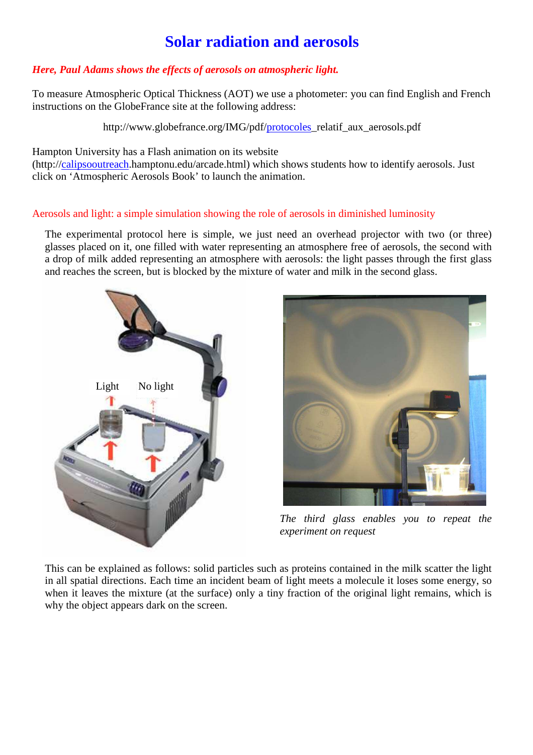# Solar radiation and aerosols

***Here, Paul Adams shows the effects of aerosols on atmospheric light.***

To measure Atmospheric Optical Thickness (AOT) we use a photometer: you can find English and French instructions on the GlobeFrance site at the following address:

http://www.globefrance.org/IMG/pdf/protocoles_relatif_aux_aerosols.pdf

Hampton University has a Flash animation on its website (http://calipsooutreach.hamptonu.edu/arcade.html) which shows students how to identify aerosols. Just click on 'Atmospheric Aerosols Book' to launch the animation.

## Aerosols and light: a simple simulation showing the role of aerosols in diminished luminosity

The experimental protocol here is simple, we just need an overhead projector with two (or three) glasses placed on it, one filled with water representing an atmosphere free of aerosols, the second with a drop of milk added representing an atmosphere with aerosols: the light passes through the first glass and reaches the screen, but is blocked by the mixture of water and milk in the second glass.

Light

No light

*The third glass enables you to repeat the experiment on request*

This can be explained as follows: solid particles such as proteins contained in the milk scatter the light in all spatial directions. Each time an incident beam of light meets a molecule it loses some energy, so when it leaves the mixture (at the surface) only a tiny fraction of the original light remains, which is why the object appears dark on the screen.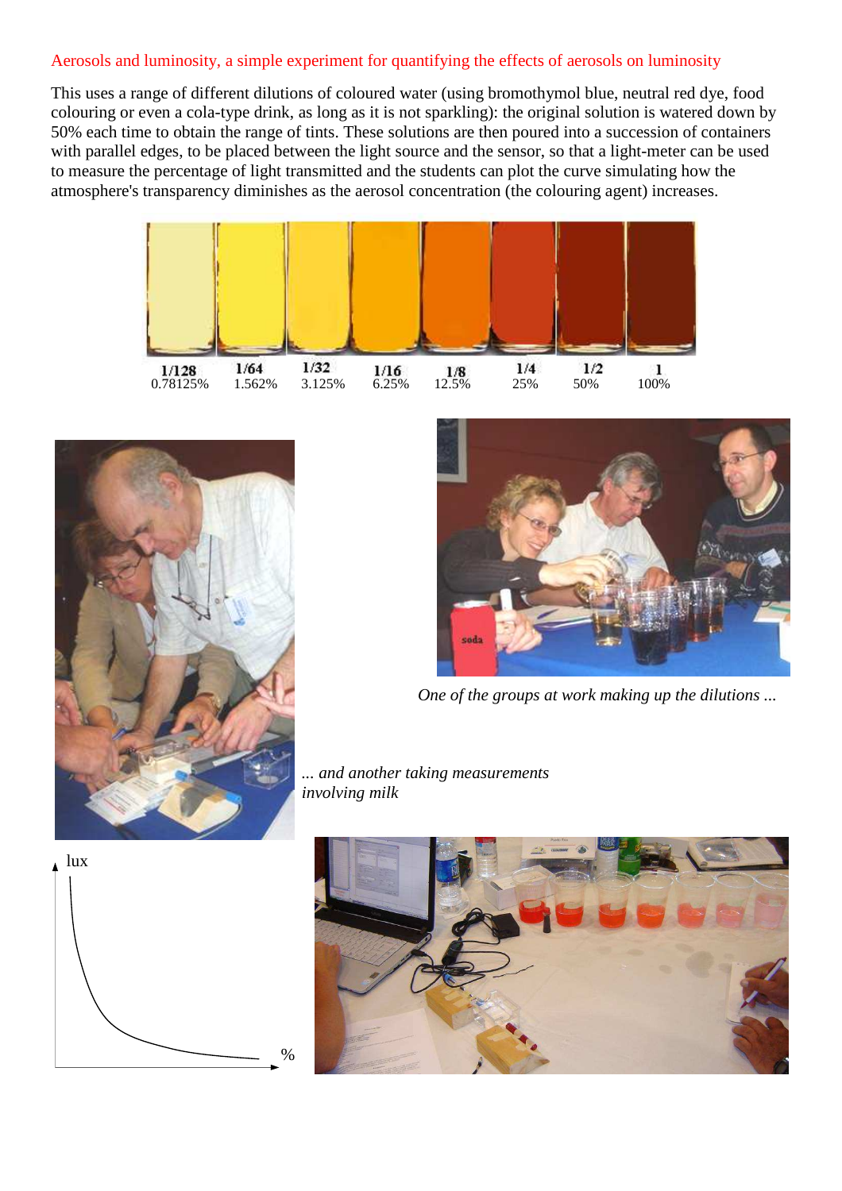Aerosols and luminosity, a simple experiment for quantifying the effects of aerosols on luminosity

This uses a range of different dilutions of coloured water (using bromothymol blue, neutral red dye, food colouring or even a cola-type drink, as long as it is not sparkling): the original solution is watered down by 50% each time to obtain the range of tints. These solutions are then poured into a succession of containers with parallel edges, to be placed between the light source and the sensor, so that a light-meter can be used to measure the percentage of light transmitted and the students can plot the curve simulating how the atmosphere's transparency diminishes as the aerosol concentration (the colouring agent) increases.

1/128
0.78125%
1/64
1.562%
1/32
3.125%
1/16
6.25%
1/8
12.5%
1/4
25%
1/2
50%
1
100%

*One of the groups at work making up the dilutions ...*

*... and another taking measurements involving milk*

lux

%